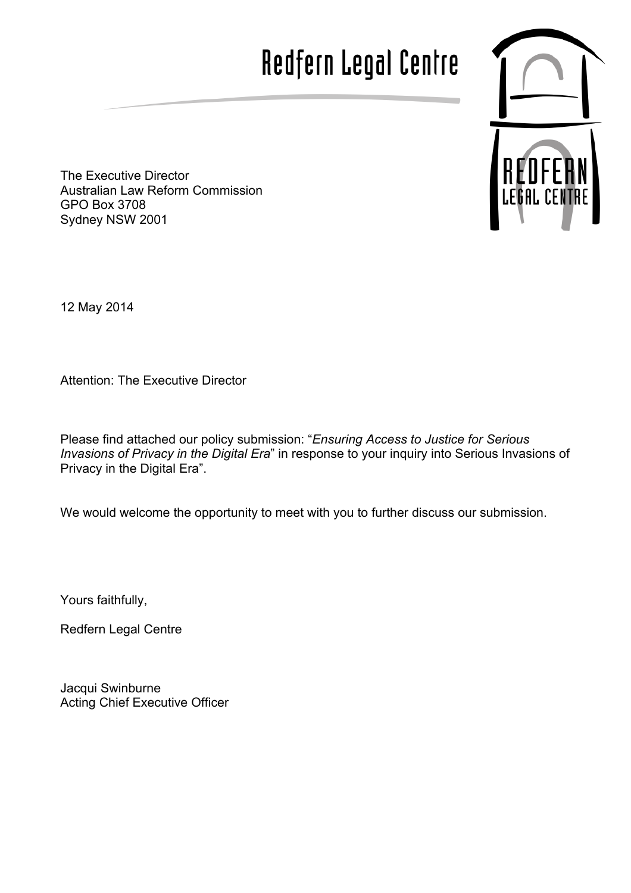# Redfern Legal Centre

The Executive Director
Australian Law Reform Commission
GPO Box 3708
Sydney NSW 2001

12 May 2014

Attention: The Executive Director

Please find attached our policy submission: "*Ensuring Access to Justice for Serious Invasions of Privacy in the Digital Era*" in response to your inquiry into Serious Invasions of Privacy in the Digital Era".

We would welcome the opportunity to meet with you to further discuss our submission.

Yours faithfully,

Redfern Legal Centre

Jacqui Swinburne
Acting Chief Executive Officer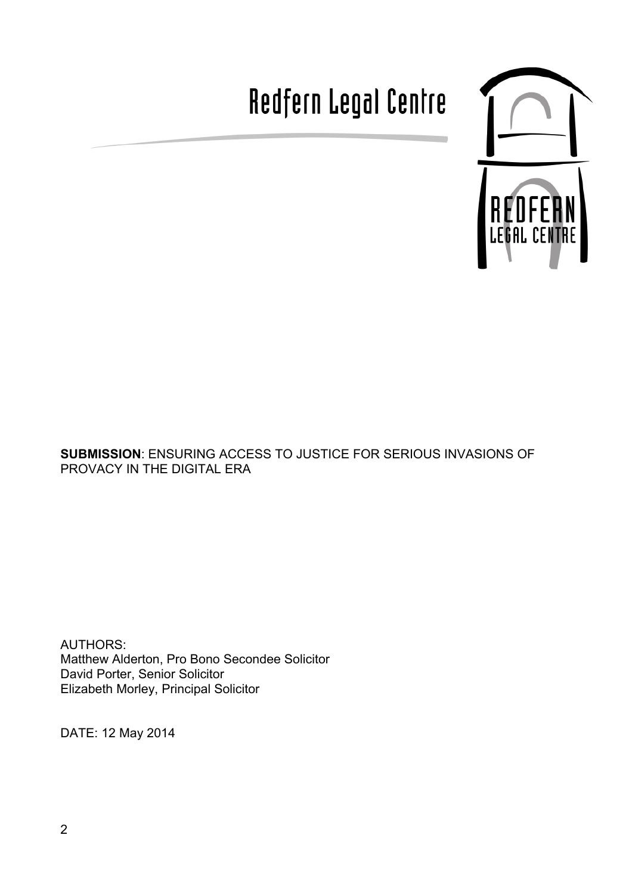# Redfern Legal Centre

**SUBMISSION**: ENSURING ACCESS TO JUSTICE FOR SERIOUS INVASIONS OF PROVACY IN THE DIGITAL ERA

AUTHORS:
Matthew Alderton, Pro Bono Secondee Solicitor
David Porter, Senior Solicitor
Elizabeth Morley, Principal Solicitor

DATE: 12 May 2014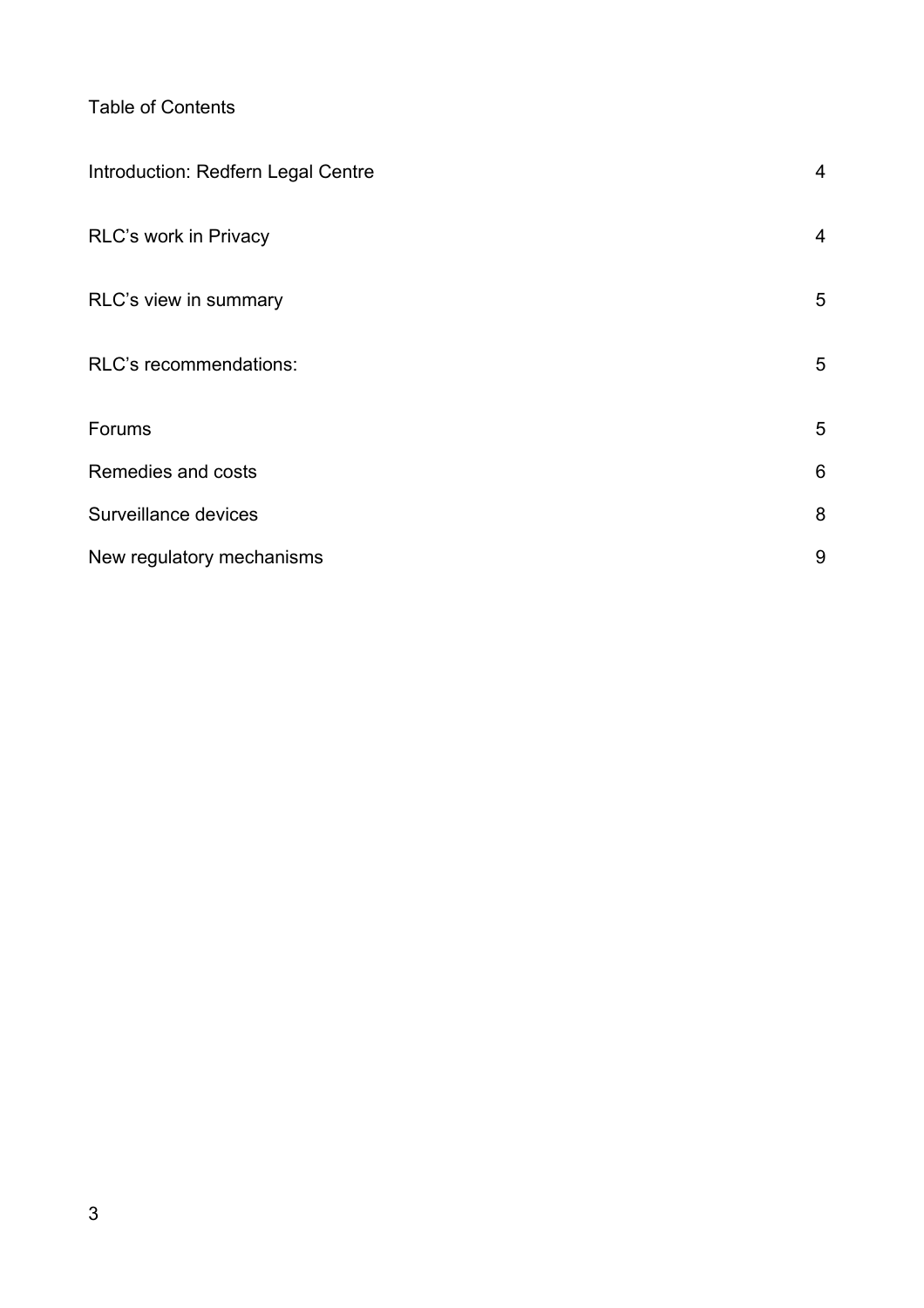Table of Contents

| | |
|---|---|
| Introduction: Redfern Legal Centre | 4 |
| RLC's work in Privacy | 4 |
| RLC's view in summary | 5 |
| RLC's recommendations: | 5 |
| Forums | 5 |
| Remedies and costs | 6 |
| Surveillance devices | 8 |
| New regulatory mechanisms | 9 |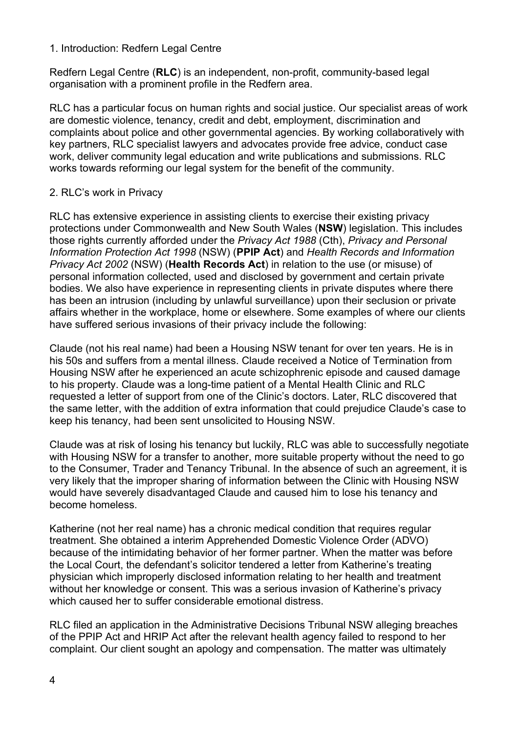## 1. Introduction: Redfern Legal Centre

Redfern Legal Centre (**RLC**) is an independent, non-profit, community-based legal organisation with a prominent profile in the Redfern area.

RLC has a particular focus on human rights and social justice. Our specialist areas of work are domestic violence, tenancy, credit and debt, employment, discrimination and complaints about police and other governmental agencies. By working collaboratively with key partners, RLC specialist lawyers and advocates provide free advice, conduct case work, deliver community legal education and write publications and submissions. RLC works towards reforming our legal system for the benefit of the community.

## 2. RLC's work in Privacy

RLC has extensive experience in assisting clients to exercise their existing privacy protections under Commonwealth and New South Wales (**NSW**) legislation. This includes those rights currently afforded under the *Privacy Act 1988* (Cth), *Privacy and Personal Information Protection Act 1998* (NSW) (**PPIP Act**) and *Health Records and Information Privacy Act 2002* (NSW) (**Health Records Act**) in relation to the use (or misuse) of personal information collected, used and disclosed by government and certain private bodies. We also have experience in representing clients in private disputes where there has been an intrusion (including by unlawful surveillance) upon their seclusion or private affairs whether in the workplace, home or elsewhere. Some examples of where our clients have suffered serious invasions of their privacy include the following:

Claude (not his real name) had been a Housing NSW tenant for over ten years. He is in his 50s and suffers from a mental illness. Claude received a Notice of Termination from Housing NSW after he experienced an acute schizophrenic episode and caused damage to his property. Claude was a long-time patient of a Mental Health Clinic and RLC requested a letter of support from one of the Clinic's doctors. Later, RLC discovered that the same letter, with the addition of extra information that could prejudice Claude's case to keep his tenancy, had been sent unsolicited to Housing NSW.

Claude was at risk of losing his tenancy but luckily, RLC was able to successfully negotiate with Housing NSW for a transfer to another, more suitable property without the need to go to the Consumer, Trader and Tenancy Tribunal. In the absence of such an agreement, it is very likely that the improper sharing of information between the Clinic with Housing NSW would have severely disadvantaged Claude and caused him to lose his tenancy and become homeless.

Katherine (not her real name) has a chronic medical condition that requires regular treatment. She obtained a interim Apprehended Domestic Violence Order (ADVO) because of the intimidating behavior of her former partner. When the matter was before the Local Court, the defendant's solicitor tendered a letter from Katherine's treating physician which improperly disclosed information relating to her health and treatment without her knowledge or consent. This was a serious invasion of Katherine's privacy which caused her to suffer considerable emotional distress.

RLC filed an application in the Administrative Decisions Tribunal NSW alleging breaches of the PPIP Act and HRIP Act after the relevant health agency failed to respond to her complaint. Our client sought an apology and compensation. The matter was ultimately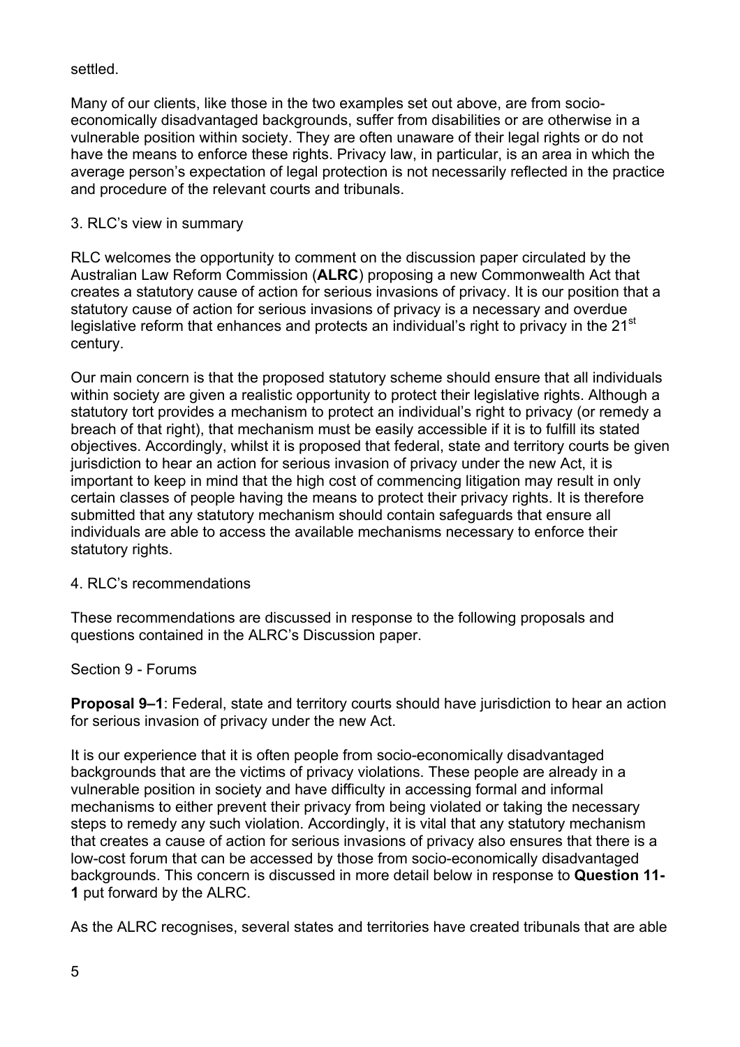settled.

Many of our clients, like those in the two examples set out above, are from socio-economically disadvantaged backgrounds, suffer from disabilities or are otherwise in a vulnerable position within society. They are often unaware of their legal rights or do not have the means to enforce these rights. Privacy law, in particular, is an area in which the average person's expectation of legal protection is not necessarily reflected in the practice and procedure of the relevant courts and tribunals.

## 3. RLC's view in summary

RLC welcomes the opportunity to comment on the discussion paper circulated by the Australian Law Reform Commission (**ALRC**) proposing a new Commonwealth Act that creates a statutory cause of action for serious invasions of privacy. It is our position that a statutory cause of action for serious invasions of privacy is a necessary and overdue legislative reform that enhances and protects an individual's right to privacy in the 21st century.

Our main concern is that the proposed statutory scheme should ensure that all individuals within society are given a realistic opportunity to protect their legislative rights. Although a statutory tort provides a mechanism to protect an individual's right to privacy (or remedy a breach of that right), that mechanism must be easily accessible if it is to fulfill its stated objectives. Accordingly, whilst it is proposed that federal, state and territory courts be given jurisdiction to hear an action for serious invasion of privacy under the new Act, it is important to keep in mind that the high cost of commencing litigation may result in only certain classes of people having the means to protect their privacy rights. It is therefore submitted that any statutory mechanism should contain safeguards that ensure all individuals are able to access the available mechanisms necessary to enforce their statutory rights.

## 4. RLC's recommendations

These recommendations are discussed in response to the following proposals and questions contained in the ALRC's Discussion paper.

### Section 9 - Forums

**Proposal 9–1**: Federal, state and territory courts should have jurisdiction to hear an action for serious invasion of privacy under the new Act.

It is our experience that it is often people from socio-economically disadvantaged backgrounds that are the victims of privacy violations. These people are already in a vulnerable position in society and have difficulty in accessing formal and informal mechanisms to either prevent their privacy from being violated or taking the necessary steps to remedy any such violation. Accordingly, it is vital that any statutory mechanism that creates a cause of action for serious invasions of privacy also ensures that there is a low-cost forum that can be accessed by those from socio-economically disadvantaged backgrounds. This concern is discussed in more detail below in response to **Question 11-1** put forward by the ALRC.

As the ALRC recognises, several states and territories have created tribunals that are able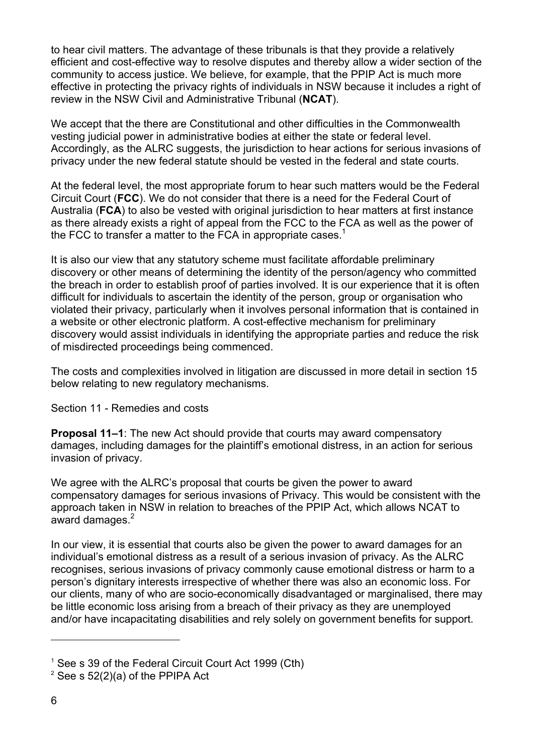to hear civil matters. The advantage of these tribunals is that they provide a relatively efficient and cost-effective way to resolve disputes and thereby allow a wider section of the community to access justice. We believe, for example, that the PPIP Act is much more effective in protecting the privacy rights of individuals in NSW because it includes a right of review in the NSW Civil and Administrative Tribunal (**NCAT**).

We accept that the there are Constitutional and other difficulties in the Commonwealth vesting judicial power in administrative bodies at either the state or federal level. Accordingly, as the ALRC suggests, the jurisdiction to hear actions for serious invasions of privacy under the new federal statute should be vested in the federal and state courts.

At the federal level, the most appropriate forum to hear such matters would be the Federal Circuit Court (**FCC**). We do not consider that there is a need for the Federal Court of Australia (**FCA**) to also be vested with original jurisdiction to hear matters at first instance as there already exists a right of appeal from the FCC to the FCA as well as the power of the FCC to transfer a matter to the FCA in appropriate cases.[1]

It is also our view that any statutory scheme must facilitate affordable preliminary discovery or other means of determining the identity of the person/agency who committed the breach in order to establish proof of parties involved. It is our experience that it is often difficult for individuals to ascertain the identity of the person, group or organisation who violated their privacy, particularly when it involves personal information that is contained in a website or other electronic platform. A cost-effective mechanism for preliminary discovery would assist individuals in identifying the appropriate parties and reduce the risk of misdirected proceedings being commenced.

The costs and complexities involved in litigation are discussed in more detail in section 15 below relating to new regulatory mechanisms.

Section 11 - Remedies and costs

**Proposal 11–1**: The new Act should provide that courts may award compensatory damages, including damages for the plaintiff's emotional distress, in an action for serious invasion of privacy.

We agree with the ALRC's proposal that courts be given the power to award compensatory damages for serious invasions of Privacy. This would be consistent with the approach taken in NSW in relation to breaches of the PPIP Act, which allows NCAT to award damages.[2]

In our view, it is essential that courts also be given the power to award damages for an individual's emotional distress as a result of a serious invasion of privacy. As the ALRC recognises, serious invasions of privacy commonly cause emotional distress or harm to a person's dignitary interests irrespective of whether there was also an economic loss. For our clients, many of who are socio-economically disadvantaged or marginalised, there may be little economic loss arising from a breach of their privacy as they are unemployed and/or have incapacitating disabilities and rely solely on government benefits for support.

---

[1] See s 39 of the Federal Circuit Court Act 1999 (Cth)

[2] See s 52(2)(a) of the PPIPA Act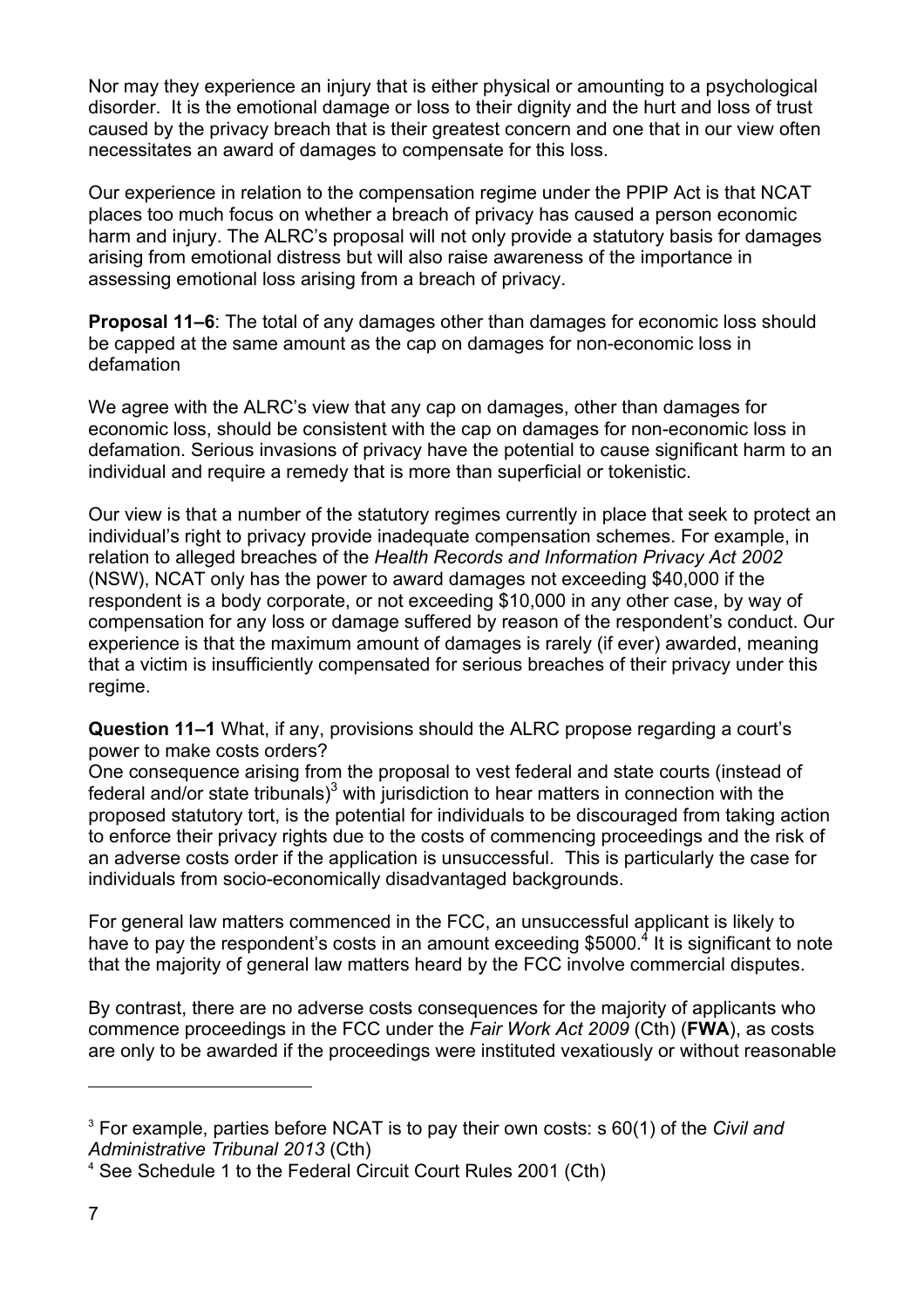Nor may they experience an injury that is either physical or amounting to a psychological disorder. It is the emotional damage or loss to their dignity and the hurt and loss of trust caused by the privacy breach that is their greatest concern and one that in our view often necessitates an award of damages to compensate for this loss.

Our experience in relation to the compensation regime under the PPIP Act is that NCAT places too much focus on whether a breach of privacy has caused a person economic harm and injury. The ALRC's proposal will not only provide a statutory basis for damages arising from emotional distress but will also raise awareness of the importance in assessing emotional loss arising from a breach of privacy.

**Proposal 11–6**: The total of any damages other than damages for economic loss should be capped at the same amount as the cap on damages for non-economic loss in defamation

We agree with the ALRC's view that any cap on damages, other than damages for economic loss, should be consistent with the cap on damages for non-economic loss in defamation. Serious invasions of privacy have the potential to cause significant harm to an individual and require a remedy that is more than superficial or tokenistic.

Our view is that a number of the statutory regimes currently in place that seek to protect an individual's right to privacy provide inadequate compensation schemes. For example, in relation to alleged breaches of the *Health Records and Information Privacy Act 2002* (NSW), NCAT only has the power to award damages not exceeding $40,000 if the respondent is a body corporate, or not exceeding $10,000 in any other case, by way of compensation for any loss or damage suffered by reason of the respondent's conduct. Our experience is that the maximum amount of damages is rarely (if ever) awarded, meaning that a victim is insufficiently compensated for serious breaches of their privacy under this regime.

**Question 11–1** What, if any, provisions should the ALRC propose regarding a court's power to make costs orders?

One consequence arising from the proposal to vest federal and state courts (instead of federal and/or state tribunals)[3] with jurisdiction to hear matters in connection with the proposed statutory tort, is the potential for individuals to be discouraged from taking action to enforce their privacy rights due to the costs of commencing proceedings and the risk of an adverse costs order if the application is unsuccessful. This is particularly the case for individuals from socio-economically disadvantaged backgrounds.

For general law matters commenced in the FCC, an unsuccessful applicant is likely to have to pay the respondent's costs in an amount exceeding $5000.[4] It is significant to note that the majority of general law matters heard by the FCC involve commercial disputes.

By contrast, there are no adverse costs consequences for the majority of applicants who commence proceedings in the FCC under the *Fair Work Act 2009* (Cth) (**FWA**), as costs are only to be awarded if the proceedings were instituted vexatiously or without reasonable

---

[3] For example, parties before NCAT is to pay their own costs: s 60(1) of the *Civil and Administrative Tribunal 2013* (Cth)

[4] See Schedule 1 to the Federal Circuit Court Rules 2001 (Cth)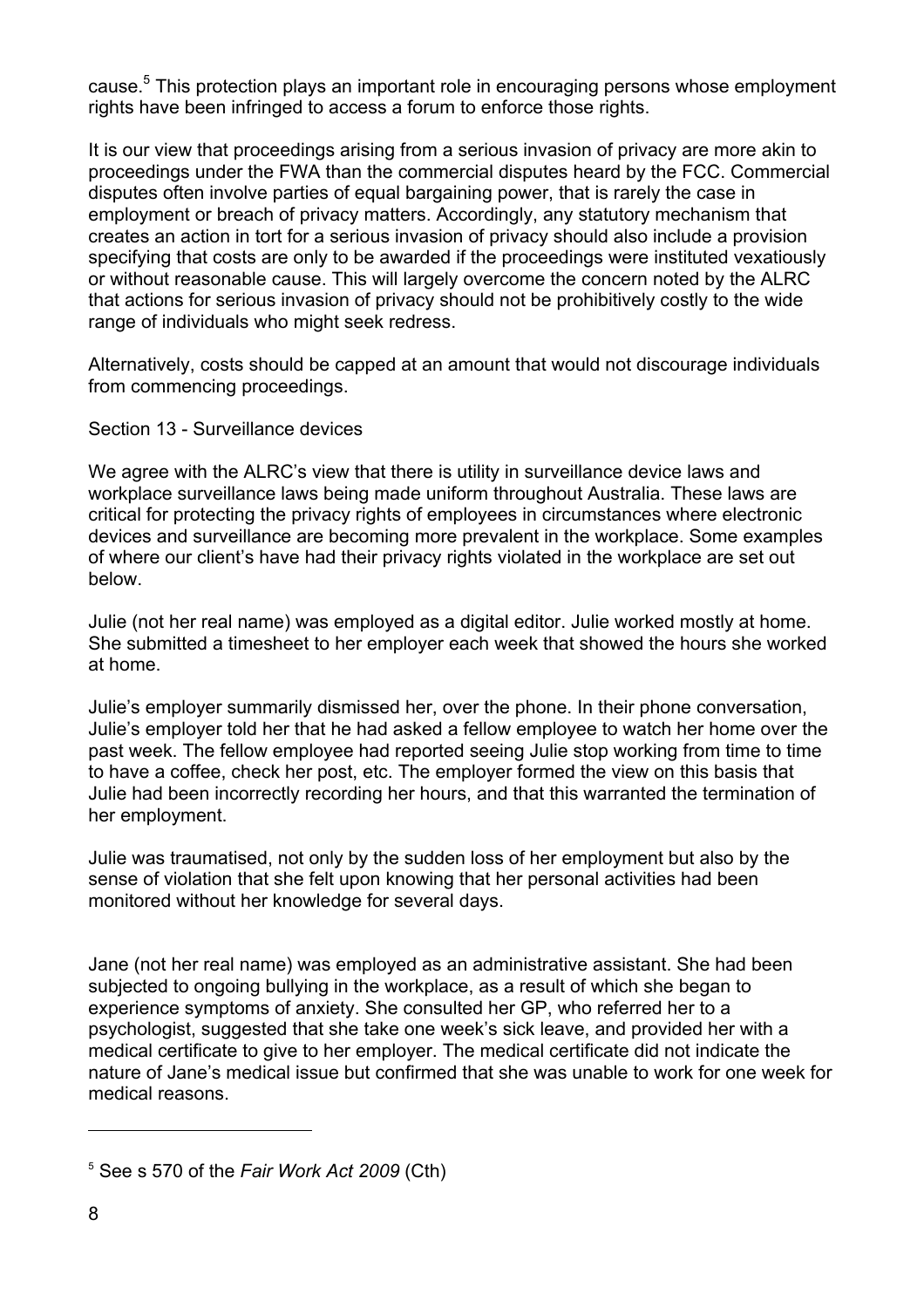cause.[5] This protection plays an important role in encouraging persons whose employment rights have been infringed to access a forum to enforce those rights.

It is our view that proceedings arising from a serious invasion of privacy are more akin to proceedings under the FWA than the commercial disputes heard by the FCC. Commercial disputes often involve parties of equal bargaining power, that is rarely the case in employment or breach of privacy matters. Accordingly, any statutory mechanism that creates an action in tort for a serious invasion of privacy should also include a provision specifying that costs are only to be awarded if the proceedings were instituted vexatiously or without reasonable cause. This will largely overcome the concern noted by the ALRC that actions for serious invasion of privacy should not be prohibitively costly to the wide range of individuals who might seek redress.

Alternatively, costs should be capped at an amount that would not discourage individuals from commencing proceedings.

Section 13 - Surveillance devices

We agree with the ALRC's view that there is utility in surveillance device laws and workplace surveillance laws being made uniform throughout Australia. These laws are critical for protecting the privacy rights of employees in circumstances where electronic devices and surveillance are becoming more prevalent in the workplace. Some examples of where our client's have had their privacy rights violated in the workplace are set out below.

Julie (not her real name) was employed as a digital editor. Julie worked mostly at home. She submitted a timesheet to her employer each week that showed the hours she worked at home.

Julie's employer summarily dismissed her, over the phone. In their phone conversation, Julie's employer told her that he had asked a fellow employee to watch her home over the past week. The fellow employee had reported seeing Julie stop working from time to time to have a coffee, check her post, etc. The employer formed the view on this basis that Julie had been incorrectly recording her hours, and that this warranted the termination of her employment.

Julie was traumatised, not only by the sudden loss of her employment but also by the sense of violation that she felt upon knowing that her personal activities had been monitored without her knowledge for several days.

Jane (not her real name) was employed as an administrative assistant. She had been subjected to ongoing bullying in the workplace, as a result of which she began to experience symptoms of anxiety. She consulted her GP, who referred her to a psychologist, suggested that she take one week's sick leave, and provided her with a medical certificate to give to her employer. The medical certificate did not indicate the nature of Jane's medical issue but confirmed that she was unable to work for one week for medical reasons.

---

[5] See s 570 of the *Fair Work Act 2009* (Cth)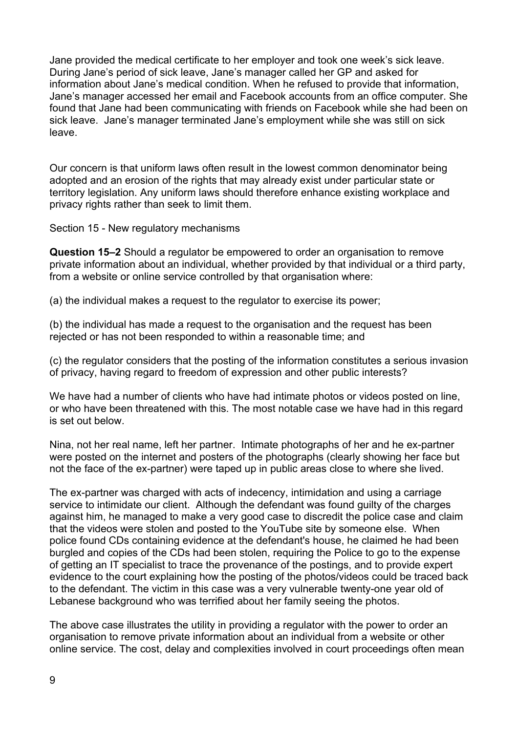Jane provided the medical certificate to her employer and took one week's sick leave. During Jane's period of sick leave, Jane's manager called her GP and asked for information about Jane's medical condition. When he refused to provide that information, Jane's manager accessed her email and Facebook accounts from an office computer. She found that Jane had been communicating with friends on Facebook while she had been on sick leave. Jane's manager terminated Jane's employment while she was still on sick leave.

Our concern is that uniform laws often result in the lowest common denominator being adopted and an erosion of the rights that may already exist under particular state or territory legislation. Any uniform laws should therefore enhance existing workplace and privacy rights rather than seek to limit them.

Section 15 - New regulatory mechanisms

**Question 15–2** Should a regulator be empowered to order an organisation to remove private information about an individual, whether provided by that individual or a third party, from a website or online service controlled by that organisation where:

(a) the individual makes a request to the regulator to exercise its power;

(b) the individual has made a request to the organisation and the request has been rejected or has not been responded to within a reasonable time; and

(c) the regulator considers that the posting of the information constitutes a serious invasion of privacy, having regard to freedom of expression and other public interests?

We have had a number of clients who have had intimate photos or videos posted on line, or who have been threatened with this. The most notable case we have had in this regard is set out below.

Nina, not her real name, left her partner. Intimate photographs of her and he ex-partner were posted on the internet and posters of the photographs (clearly showing her face but not the face of the ex-partner) were taped up in public areas close to where she lived.

The ex-partner was charged with acts of indecency, intimidation and using a carriage service to intimidate our client. Although the defendant was found guilty of the charges against him, he managed to make a very good case to discredit the police case and claim that the videos were stolen and posted to the YouTube site by someone else. When police found CDs containing evidence at the defendant's house, he claimed he had been burgled and copies of the CDs had been stolen, requiring the Police to go to the expense of getting an IT specialist to trace the provenance of the postings, and to provide expert evidence to the court explaining how the posting of the photos/videos could be traced back to the defendant. The victim in this case was a very vulnerable twenty-one year old of Lebanese background who was terrified about her family seeing the photos.

The above case illustrates the utility in providing a regulator with the power to order an organisation to remove private information about an individual from a website or other online service. The cost, delay and complexities involved in court proceedings often mean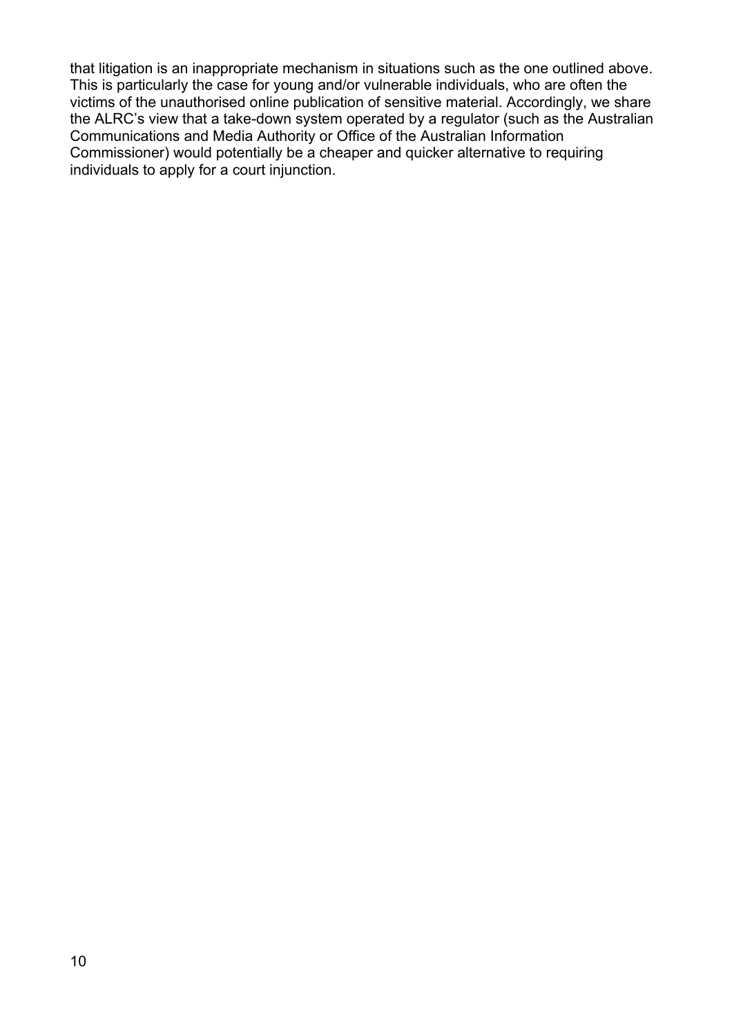that litigation is an inappropriate mechanism in situations such as the one outlined above. This is particularly the case for young and/or vulnerable individuals, who are often the victims of the unauthorised online publication of sensitive material. Accordingly, we share the ALRC's view that a take-down system operated by a regulator (such as the Australian Communications and Media Authority or Office of the Australian Information Commissioner) would potentially be a cheaper and quicker alternative to requiring individuals to apply for a court injunction.